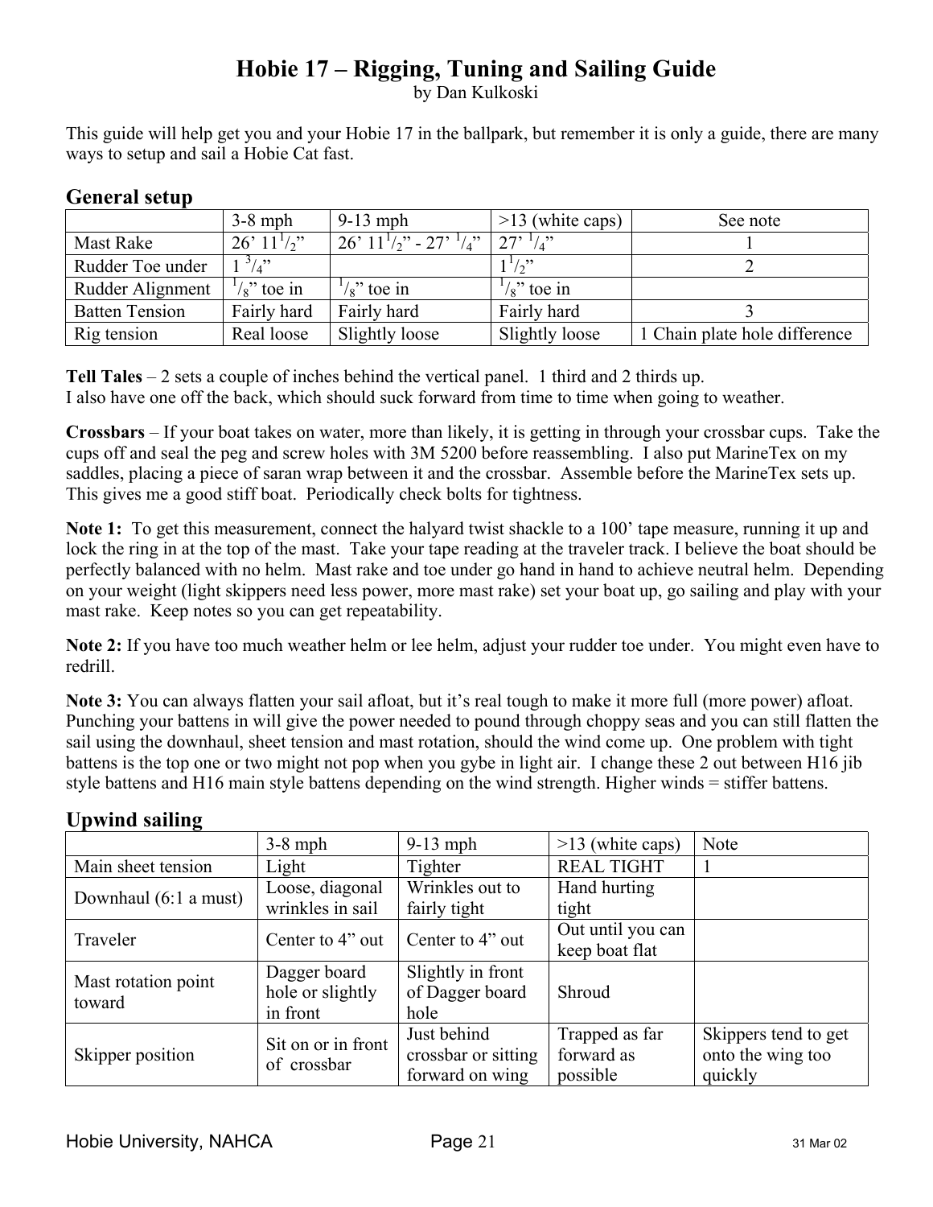# Hobie 17 – Rigging, Tuning and Sailing Guide

by Dan Kulkoski

This guide will help get you and your Hobie 17 in the ballpark, but remember it is only a guide, there are many ways to setup and sail a Hobie Cat fast.

## General setup

| | 3-8 mph | 9-13 mph | >13 (white caps) | See note |
|---|---|---|---|---|
| Mast Rake | 26' 11 1/2" | 26' 11 1/2" - 27' 1/4" | 27' 1/4" | 1 |
| Rudder Toe under | 1 3/4" | | 1 1/2" | 2 |
| Rudder Alignment | 1/8" toe in | 1/8" toe in | 1/8" toe in | |
| Batten Tension | Fairly hard | Fairly hard | Fairly hard | 3 |
| Rig tension | Real loose | Slightly loose | Slightly loose | 1 Chain plate hole difference |

**Tell Tales** – 2 sets a couple of inches behind the vertical panel. 1 third and 2 thirds up.
I also have one off the back, which should suck forward from time to time when going to weather.

**Crossbars** – If your boat takes on water, more than likely, it is getting in through your crossbar cups. Take the cups off and seal the peg and screw holes with 3M 5200 before reassembling. I also put MarineTex on my saddles, placing a piece of saran wrap between it and the crossbar. Assemble before the MarineTex sets up. This gives me a good stiff boat. Periodically check bolts for tightness.

**Note 1:** To get this measurement, connect the halyard twist shackle to a 100' tape measure, running it up and lock the ring in at the top of the mast. Take your tape reading at the traveler track. I believe the boat should be perfectly balanced with no helm. Mast rake and toe under go hand in hand to achieve neutral helm. Depending on your weight (light skippers need less power, more mast rake) set your boat up, go sailing and play with your mast rake. Keep notes so you can get repeatability.

**Note 2:** If you have too much weather helm or lee helm, adjust your rudder toe under. You might even have to redrill.

**Note 3:** You can always flatten your sail afloat, but it's real tough to make it more full (more power) afloat. Punching your battens in will give the power needed to pound through choppy seas and you can still flatten the sail using the downhaul, sheet tension and mast rotation, should the wind come up. One problem with tight battens is the top one or two might not pop when you gybe in light air. I change these 2 out between H16 jib style battens and H16 main style battens depending on the wind strength. Higher winds = stiffer battens.

## Upwind sailing

| | 3-8 mph | 9-13 mph | >13 (white caps) | Note |
|---|---|---|---|---|
| Main sheet tension | Light | Tighter | REAL TIGHT | 1 |
| Downhaul (6:1 a must) | Loose, diagonal wrinkles in sail | Wrinkles out to fairly tight | Hand hurting tight | |
| Traveler | Center to 4" out | Center to 4" out | Out until you can keep boat flat | |
| Mast rotation point toward | Dagger board hole or slightly in front | Slightly in front of Dagger board hole | Shroud | |
| Skipper position | Sit on or in front of crossbar | Just behind crossbar or sitting forward on wing | Trapped as far forward as possible | Skippers tend to get onto the wing too quickly |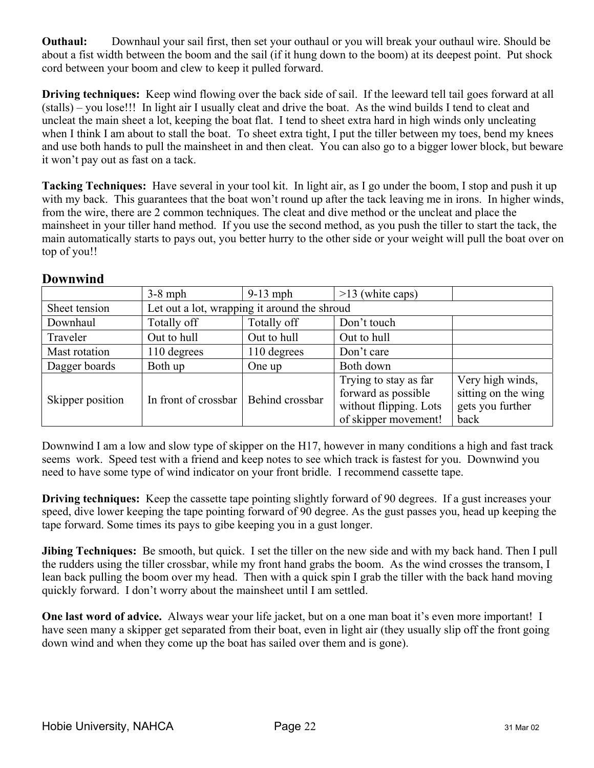**Outhaul:** Downhaul your sail first, then set your outhaul or you will break your outhaul wire. Should be about a fist width between the boom and the sail (if it hung down to the boom) at its deepest point. Put shock cord between your boom and clew to keep it pulled forward.

**Driving techniques:** Keep wind flowing over the back side of sail. If the leeward tell tail goes forward at all (stalls) – you lose!!! In light air I usually cleat and drive the boat. As the wind builds I tend to cleat and uncleat the main sheet a lot, keeping the boat flat. I tend to sheet extra hard in high winds only uncleating when I think I am about to stall the boat. To sheet extra tight, I put the tiller between my toes, bend my knees and use both hands to pull the mainsheet in and then cleat. You can also go to a bigger lower block, but beware it won't pay out as fast on a tack.

**Tacking Techniques:** Have several in your tool kit. In light air, as I go under the boom, I stop and push it up with my back. This guarantees that the boat won't round up after the tack leaving me in irons. In higher winds, from the wire, there are 2 common techniques. The cleat and dive method or the uncleat and place the mainsheet in your tiller hand method. If you use the second method, as you push the tiller to start the tack, the main automatically starts to pays out, you better hurry to the other side or your weight will pull the boat over on top of you!!

## Downwind

| | 3-8 mph | 9-13 mph | >13 (white caps) | |
|---|---|---|---|---|
| Sheet tension | Let out a lot, wrapping it around the shroud | | | |
| Downhaul | Totally off | Totally off | Don't touch | |
| Traveler | Out to hull | Out to hull | Out to hull | |
| Mast rotation | 110 degrees | 110 degrees | Don't care | |
| Dagger boards | Both up | One up | Both down | |
| Skipper position | In front of crossbar | Behind crossbar | Trying to stay as far forward as possible without flipping. Lots of skipper movement! | Very high winds, sitting on the wing gets you further back |

Downwind I am a low and slow type of skipper on the H17, however in many conditions a high and fast track seems work. Speed test with a friend and keep notes to see which track is fastest for you. Downwind you need to have some type of wind indicator on your front bridle. I recommend cassette tape.

**Driving techniques:** Keep the cassette tape pointing slightly forward of 90 degrees. If a gust increases your speed, dive lower keeping the tape pointing forward of 90 degree. As the gust passes you, head up keeping the tape forward. Some times its pays to gibe keeping you in a gust longer.

**Jibing Techniques:** Be smooth, but quick. I set the tiller on the new side and with my back hand. Then I pull the rudders using the tiller crossbar, while my front hand grabs the boom. As the wind crosses the transom, I lean back pulling the boom over my head. Then with a quick spin I grab the tiller with the back hand moving quickly forward. I don't worry about the mainsheet until I am settled.

**One last word of advice.** Always wear your life jacket, but on a one man boat it's even more important! I have seen many a skipper get separated from their boat, even in light air (they usually slip off the front going down wind and when they come up the boat has sailed over them and is gone).